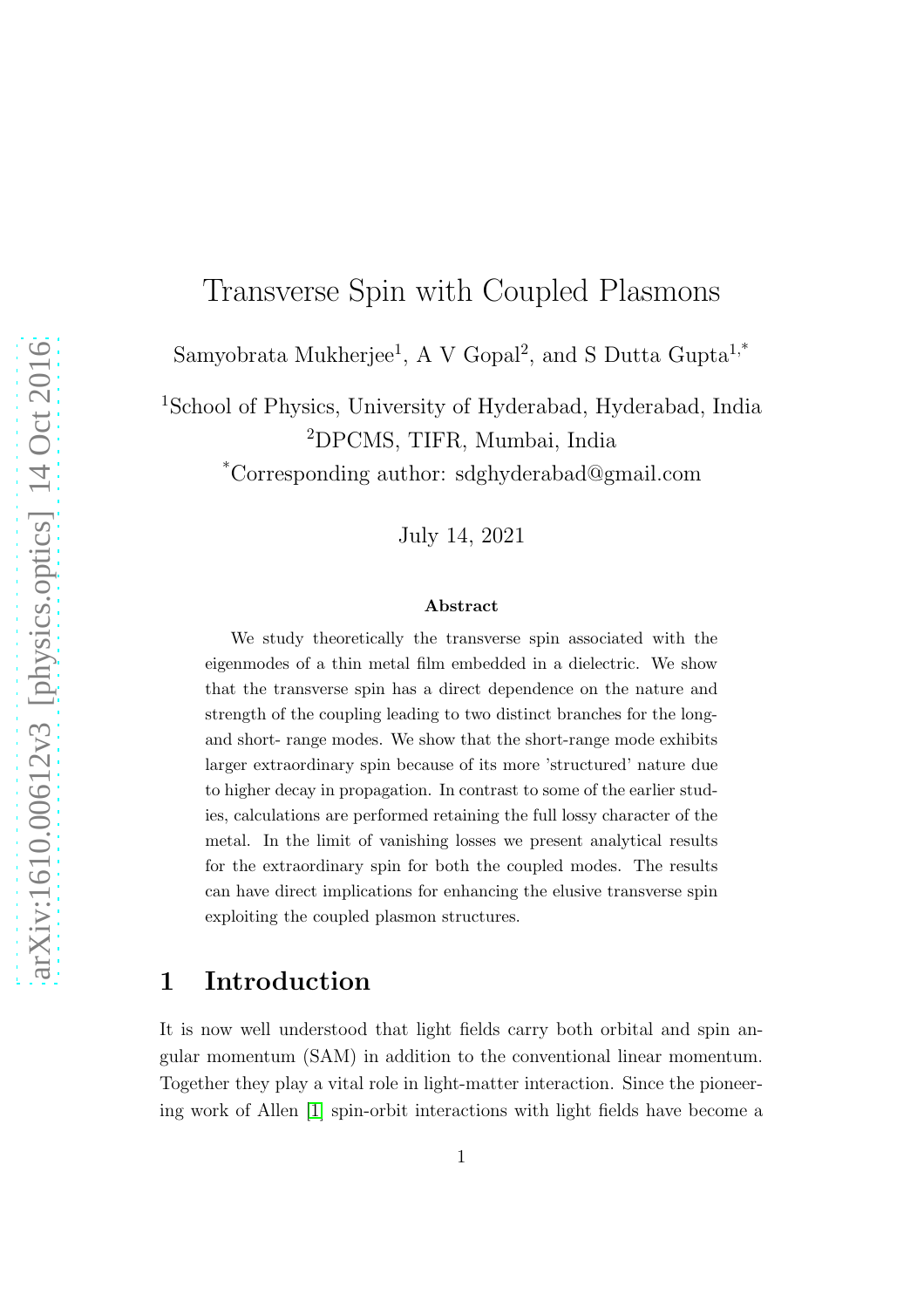# Transverse Spin with Coupled Plasmons

Samyobrata Mukherjee[1], A V Gopal[2], and S Dutta Gupta[1,*]

[1]School of Physics, University of Hyderabad, Hyderabad, India
[2]DPCMS, TIFR, Mumbai, India
[*]Corresponding author: sdghyderabad@gmail.com

July 14, 2021

### Abstract

We study theoretically the transverse spin associated with the eigenmodes of a thin metal film embedded in a dielectric. We show that the transverse spin has a direct dependence on the nature and strength of the coupling leading to two distinct branches for the long- and short- range modes. We show that the short-range mode exhibits larger extraordinary spin because of its more 'structured' nature due to higher decay in propagation. In contrast to some of the earlier studies, calculations are performed retaining the full lossy character of the metal. In the limit of vanishing losses we present analytical results for the extraordinary spin for both the coupled modes. The results can have direct implications for enhancing the elusive transverse spin exploiting the coupled plasmon structures.

## 1 Introduction

It is now well understood that light fields carry both orbital and spin angular momentum (SAM) in addition to the conventional linear momentum. Together they play a vital role in light-matter interaction. Since the pioneering work of Allen [1] spin-orbit interactions with light fields have become a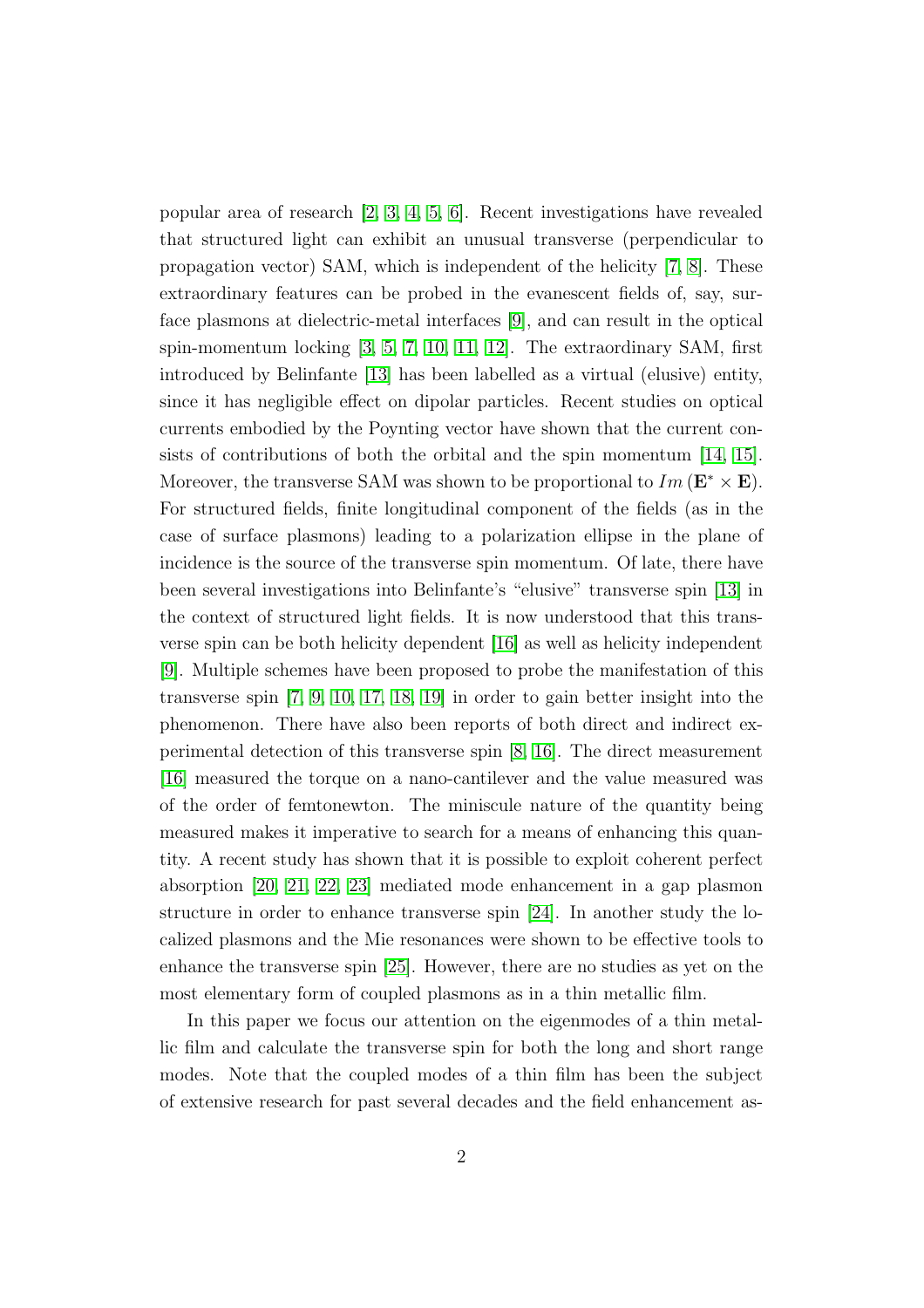popular area of research [2, 3, 4, 5, 6]. Recent investigations have revealed that structured light can exhibit an unusual transverse (perpendicular to propagation vector) SAM, which is independent of the helicity [7, 8]. These extraordinary features can be probed in the evanescent fields of, say, surface plasmons at dielectric-metal interfaces [9], and can result in the optical spin-momentum locking [3, 5, 7, 10, 11, 12]. The extraordinary SAM, first introduced by Belinfante [13] has been labelled as a virtual (elusive) entity, since it has negligible effect on dipolar particles. Recent studies on optical currents embodied by the Poynting vector have shown that the current consists of contributions of both the orbital and the spin momentum [14, 15]. Moreover, the transverse SAM was shown to be proportional to $Im\left(\mathbf{E}^{*} \times \mathbf{E}\right)$. For structured fields, finite longitudinal component of the fields (as in the case of surface plasmons) leading to a polarization ellipse in the plane of incidence is the source of the transverse spin momentum. Of late, there have been several investigations into Belinfante's "elusive" transverse spin [13] in the context of structured light fields. It is now understood that this transverse spin can be both helicity dependent [16] as well as helicity independent [9]. Multiple schemes have been proposed to probe the manifestation of this transverse spin [7, 9, 10, 17, 18, 19] in order to gain better insight into the phenomenon. There have also been reports of both direct and indirect experimental detection of this transverse spin [8, 16]. The direct measurement [16] measured the torque on a nano-cantilever and the value measured was of the order of femtonewton. The miniscule nature of the quantity being measured makes it imperative to search for a means of enhancing this quantity. A recent study has shown that it is possible to exploit coherent perfect absorption [20, 21, 22, 23] mediated mode enhancement in a gap plasmon structure in order to enhance transverse spin [24]. In another study the localized plasmons and the Mie resonances were shown to be effective tools to enhance the transverse spin [25]. However, there are no studies as yet on the most elementary form of coupled plasmons as in a thin metallic film.

In this paper we focus our attention on the eigenmodes of a thin metallic film and calculate the transverse spin for both the long and short range modes. Note that the coupled modes of a thin film has been the subject of extensive research for past several decades and the field enhancement as-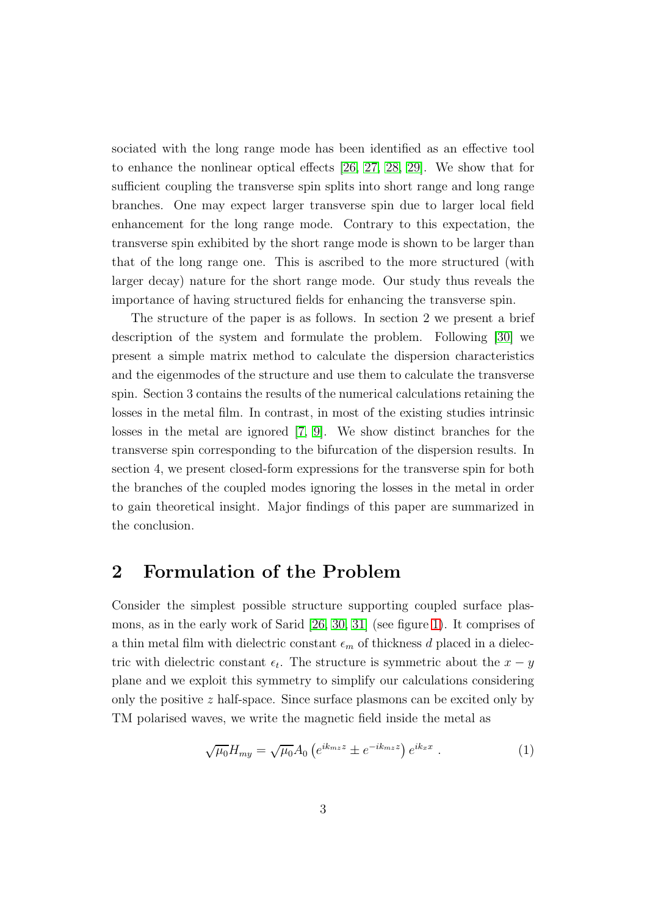sociated with the long range mode has been identified as an effective tool to enhance the nonlinear optical effects [26, 27, 28, 29]. We show that for sufficient coupling the transverse spin splits into short range and long range branches. One may expect larger transverse spin due to larger local field enhancement for the long range mode. Contrary to this expectation, the transverse spin exhibited by the short range mode is shown to be larger than that of the long range one. This is ascribed to the more structured (with larger decay) nature for the short range mode. Our study thus reveals the importance of having structured fields for enhancing the transverse spin.

The structure of the paper is as follows. In section 2 we present a brief description of the system and formulate the problem. Following [30] we present a simple matrix method to calculate the dispersion characteristics and the eigenmodes of the structure and use them to calculate the transverse spin. Section 3 contains the results of the numerical calculations retaining the losses in the metal film. In contrast, in most of the existing studies intrinsic losses in the metal are ignored [7, 9]. We show distinct branches for the transverse spin corresponding to the bifurcation of the dispersion results. In section 4, we present closed-form expressions for the transverse spin for both the branches of the coupled modes ignoring the losses in the metal in order to gain theoretical insight. Major findings of this paper are summarized in the conclusion.

## 2 Formulation of the Problem

Consider the simplest possible structure supporting coupled surface plasmons, as in the early work of Sarid [26, 30, 31] (see figure 1). It comprises of a thin metal film with dielectric constant $\epsilon_m$ of thickness $d$ placed in a dielectric with dielectric constant $\epsilon_t$. The structure is symmetric about the $x-y$ plane and we exploit this symmetry to simplify our calculations considering only the positive $z$ half-space. Since surface plasmons can be excited only by TM polarised waves, we write the magnetic field inside the metal as

$$\sqrt{\mu_0}H_{my} = \sqrt{\mu_0}A_0\left(e^{ik_{mz}z} \pm e^{-ik_{mz}z}\right)e^{ik_xx} \ . \tag{1}$$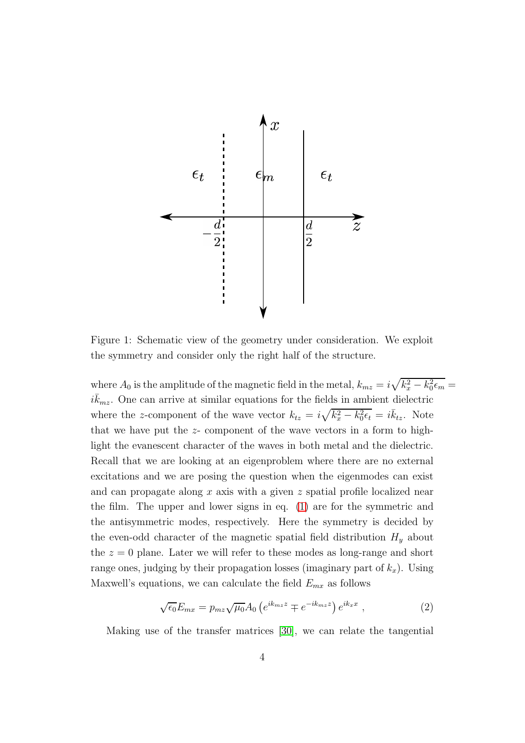Figure 1: Schematic view of the geometry under consideration. We exploit the symmetry and consider only the right half of the structure.

where $A_0$ is the amplitude of the magnetic field in the metal, $k_{mz} = i\sqrt{k_x^2 - k_0^2\epsilon_m} = i\bar{k}_{mz}$. One can arrive at similar equations for the fields in ambient dielectric where the $z$-component of the wave vector $k_{tz} = i\sqrt{k_x^2 - k_0^2\epsilon_t} = i\bar{k}_{tz}$. Note that we have put the $z$- component of the wave vectors in a form to highlight the evanescent character of the waves in both metal and the dielectric. Recall that we are looking at an eigenproblem where there are no external excitations and we are posing the question when the eigenmodes can exist and can propagate along $x$ axis with a given $z$ spatial profile localized near the film. The upper and lower signs in eq. (1) are for the symmetric and the antisymmetric modes, respectively. Here the symmetry is decided by the even-odd character of the magnetic spatial field distribution $H_y$ about the $z = 0$ plane. Later we will refer to these modes as long-range and short range ones, judging by their propagation losses (imaginary part of $k_x$). Using Maxwell's equations, we can calculate the field $E_{mx}$ as follows

$$\sqrt{\epsilon_0}E_{mx} = p_{mz}\sqrt{\mu_0}A_0\left(e^{ik_{mz}z} \mp e^{-ik_{mz}z}\right)e^{ik_x x}\ , \tag{2}$$

Making use of the transfer matrices [30], we can relate the tangential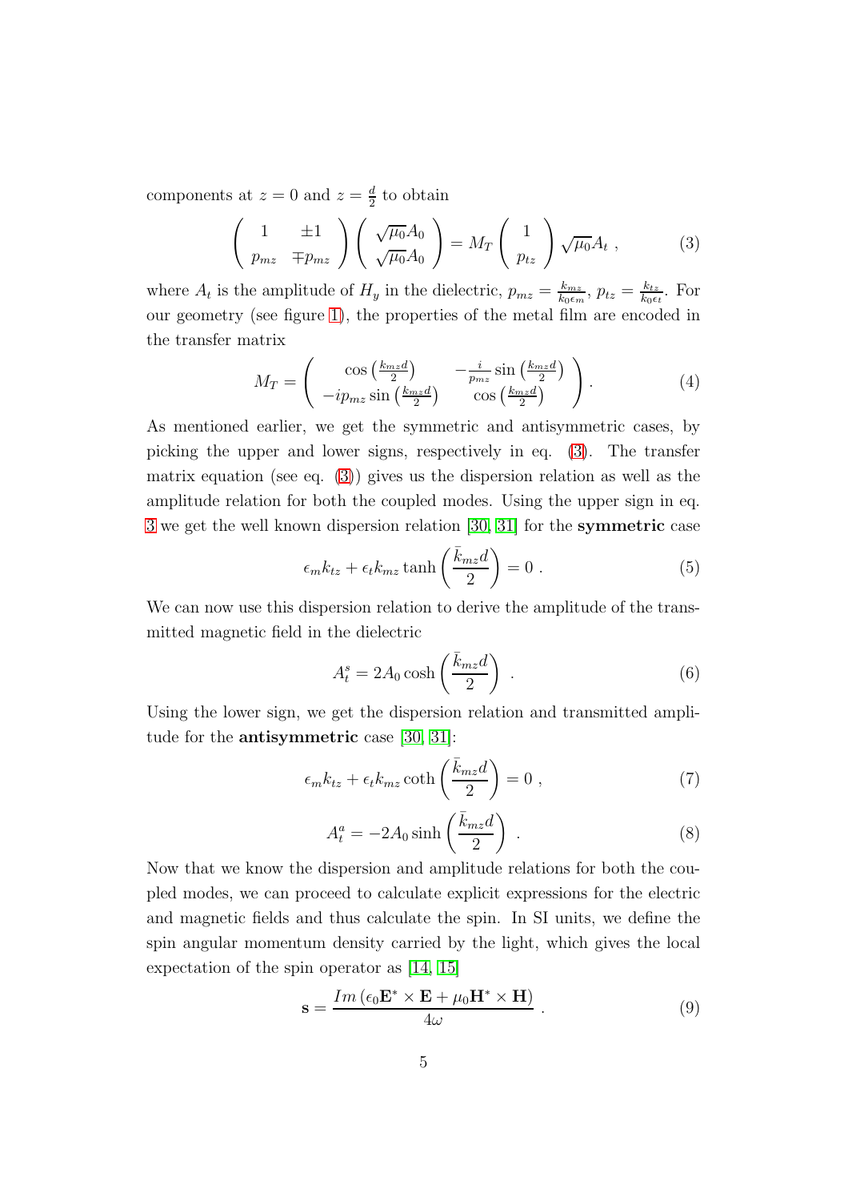components at $z = 0$ and $z = \frac{d}{2}$ to obtain

$$\left( \begin{array}{cc} 1 & \pm 1 \\ p_{mz} & \mp p_{mz} \end{array} \right) \left( \begin{array}{c} \sqrt{\mu_0} A_0 \\ \sqrt{\mu_0} A_0 \end{array} \right) = M_T \left( \begin{array}{c} 1 \\ p_{tz} \end{array} \right) \sqrt{\mu_0} A_t \ , \tag{3}$$

where $A_t$ is the amplitude of $H_y$ in the dielectric, $p_{mz} = \frac{k_{mz}}{k_0 \epsilon_m}$, $p_{tz} = \frac{k_{tz}}{k_0 \epsilon_t}$. For our geometry (see figure 1), the properties of the metal film are encoded in the transfer matrix

$$M_T = \left( \begin{array}{cc} \cos\left(\frac{k_{mz} d}{2}\right) & -\frac{i}{p_{mz}} \sin\left(\frac{k_{mz} d}{2}\right) \\ -i p_{mz} \sin\left(\frac{k_{mz} d}{2}\right) & \cos\left(\frac{k_{mz} d}{2}\right) \end{array} \right) . \tag{4}$$

As mentioned earlier, we get the symmetric and antisymmetric cases, by picking the upper and lower signs, respectively in eq. (3). The transfer matrix equation (see eq. (3)) gives us the dispersion relation as well as the amplitude relation for both the coupled modes. Using the upper sign in eq. 3 we get the well known dispersion relation [30, 31] for the **symmetric** case

$$\epsilon_m k_{tz} + \epsilon_t k_{mz} \tanh\left(\frac{\bar{k}_{mz} d}{2}\right) = 0 \ . \tag{5}$$

We can now use this dispersion relation to derive the amplitude of the transmitted magnetic field in the dielectric

$$A_t^s = 2 A_0 \cosh\left(\frac{\bar{k}_{mz} d}{2}\right) \ . \tag{6}$$

Using the lower sign, we get the dispersion relation and transmitted amplitude for the **antisymmetric** case [30, 31]:

$$\epsilon_m k_{tz} + \epsilon_t k_{mz} \coth\left(\frac{\bar{k}_{mz} d}{2}\right) = 0 \ , \tag{7}$$

$$A_t^a = -2 A_0 \sinh\left(\frac{\bar{k}_{mz} d}{2}\right) \ . \tag{8}$$

Now that we know the dispersion and amplitude relations for both the coupled modes, we can proceed to calculate explicit expressions for the electric and magnetic fields and thus calculate the spin. In SI units, we define the spin angular momentum density carried by the light, which gives the local expectation of the spin operator as [14, 15]

$$\mathbf{s} = \frac{Im\left(\epsilon_0 \mathbf{E}^* \times \mathbf{E} + \mu_0 \mathbf{H}^* \times \mathbf{H}\right)}{4\omega} \ . \tag{9}$$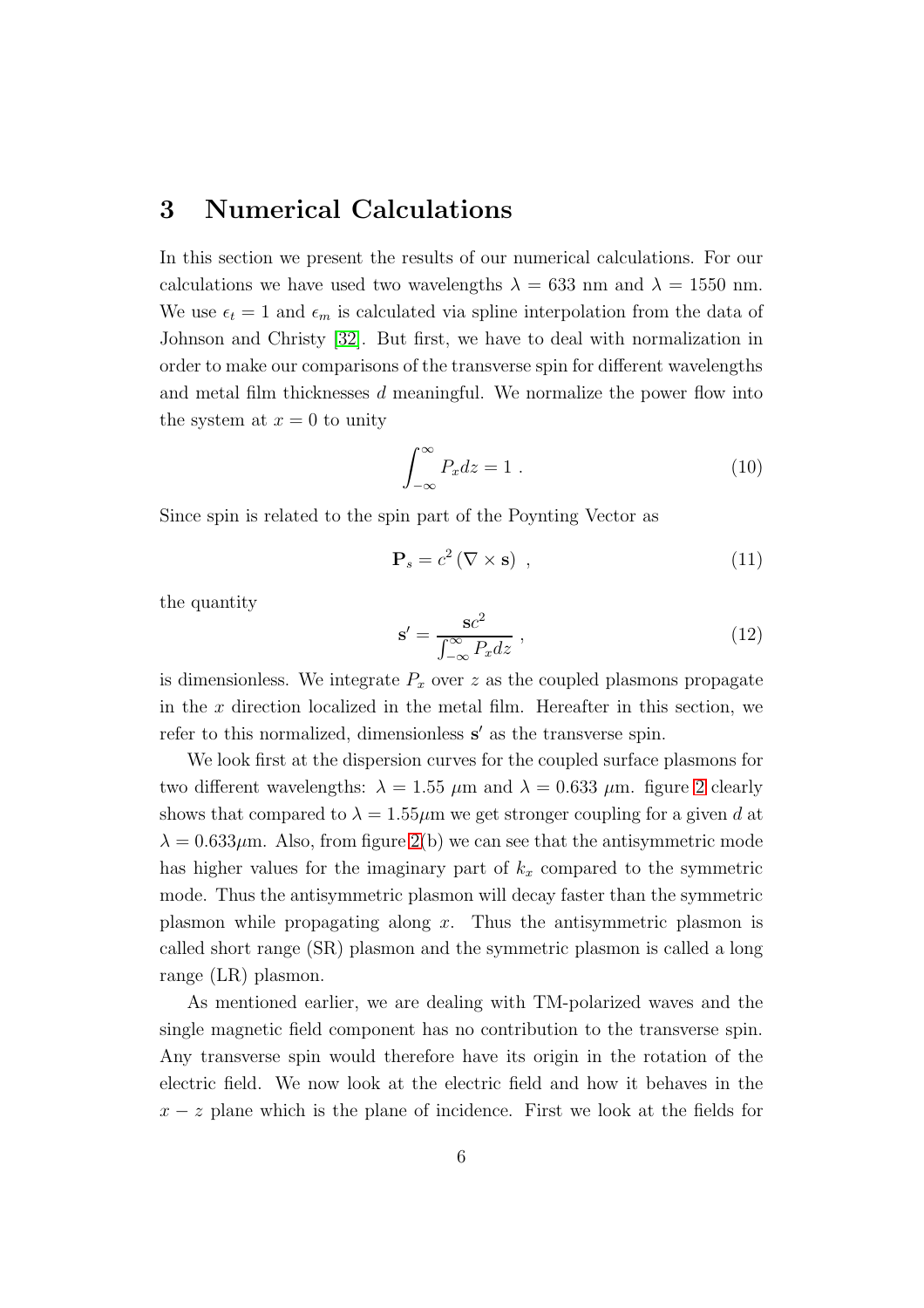## 3 Numerical Calculations

In this section we present the results of our numerical calculations. For our calculations we have used two wavelengths $\lambda = 633$ nm and $\lambda = 1550$ nm. We use $\epsilon_t = 1$ and $\epsilon_m$ is calculated via spline interpolation from the data of Johnson and Christy [32]. But first, we have to deal with normalization in order to make our comparisons of the transverse spin for different wavelengths and metal film thicknesses $d$ meaningful. We normalize the power flow into the system at $x = 0$ to unity

$$\int_{-\infty}^{\infty} P_x dz = 1 \; . \tag{10}$$

Since spin is related to the spin part of the Poynting Vector as

$$\mathbf{P}_s = c^2 \left( \nabla \times \mathbf{s} \right) \; , \tag{11}$$

the quantity

$$\mathbf{s}' = \frac{\mathbf{s}c^2}{\int_{-\infty}^{\infty} P_x dz} \; , \tag{12}$$

is dimensionless. We integrate $P_x$ over $z$ as the coupled plasmons propagate in the $x$ direction localized in the metal film. Hereafter in this section, we refer to this normalized, dimensionless $\mathbf{s}'$ as the transverse spin.

We look first at the dispersion curves for the coupled surface plasmons for two different wavelengths: $\lambda = 1.55$ $\mu$m and $\lambda = 0.633$ $\mu$m. figure 2 clearly shows that compared to $\lambda = 1.55\mu$m we get stronger coupling for a given $d$ at $\lambda = 0.633\mu$m. Also, from figure 2(b) we can see that the antisymmetric mode has higher values for the imaginary part of $k_x$ compared to the symmetric mode. Thus the antisymmetric plasmon will decay faster than the symmetric plasmon while propagating along $x$. Thus the antisymmetric plasmon is called short range (SR) plasmon and the symmetric plasmon is called a long range (LR) plasmon.

As mentioned earlier, we are dealing with TM-polarized waves and the single magnetic field component has no contribution to the transverse spin. Any transverse spin would therefore have its origin in the rotation of the electric field. We now look at the electric field and how it behaves in the $x - z$ plane which is the plane of incidence. First we look at the fields for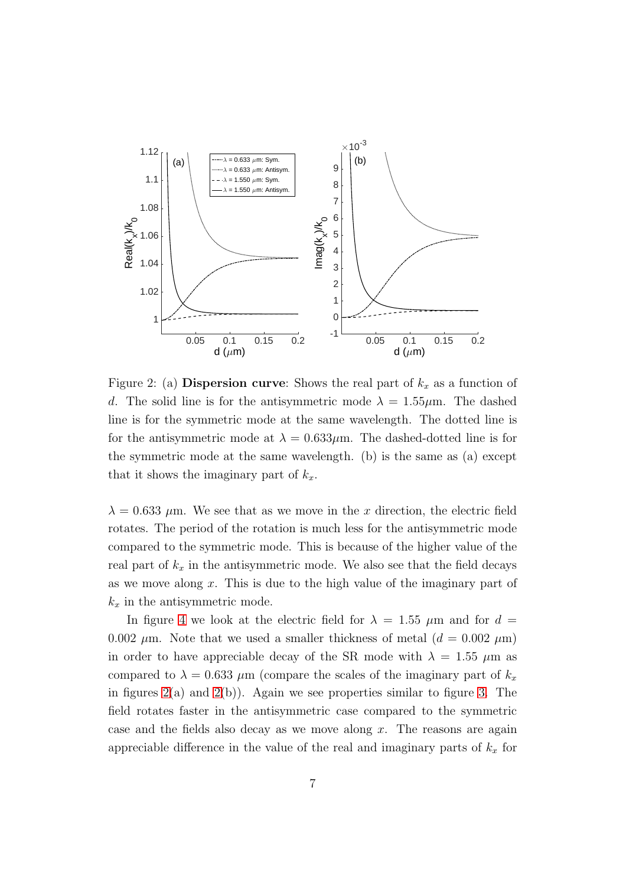Figure 2: (a) **Dispersion curve**: Shows the real part of $k_x$ as a function of $d$. The solid line is for the antisymmetric mode $\lambda = 1.55\mu$m. The dashed line is for the symmetric mode at the same wavelength. The dotted line is for the antisymmetric mode at $\lambda = 0.633\mu$m. The dashed-dotted line is for the symmetric mode at the same wavelength. (b) is the same as (a) except that it shows the imaginary part of $k_x$.

$\lambda = 0.633$ $\mu$m. We see that as we move in the $x$ direction, the electric field rotates. The period of the rotation is much less for the antisymmetric mode compared to the symmetric mode. This is because of the higher value of the real part of $k_x$ in the antisymmetric mode. We also see that the field decays as we move along $x$. This is due to the high value of the imaginary part of $k_x$ in the antisymmetric mode.

In figure 4 we look at the electric field for $\lambda = 1.55$ $\mu$m and for $d = 0.002$ $\mu$m. Note that we used a smaller thickness of metal ($d = 0.002$ $\mu$m) in order to have appreciable decay of the SR mode with $\lambda = 1.55$ $\mu$m as compared to $\lambda = 0.633$ $\mu$m (compare the scales of the imaginary part of $k_x$ in figures 2(a) and 2(b)). Again we see properties similar to figure 3. The field rotates faster in the antisymmetric case compared to the symmetric case and the fields also decay as we move along $x$. The reasons are again appreciable difference in the value of the real and imaginary parts of $k_x$ for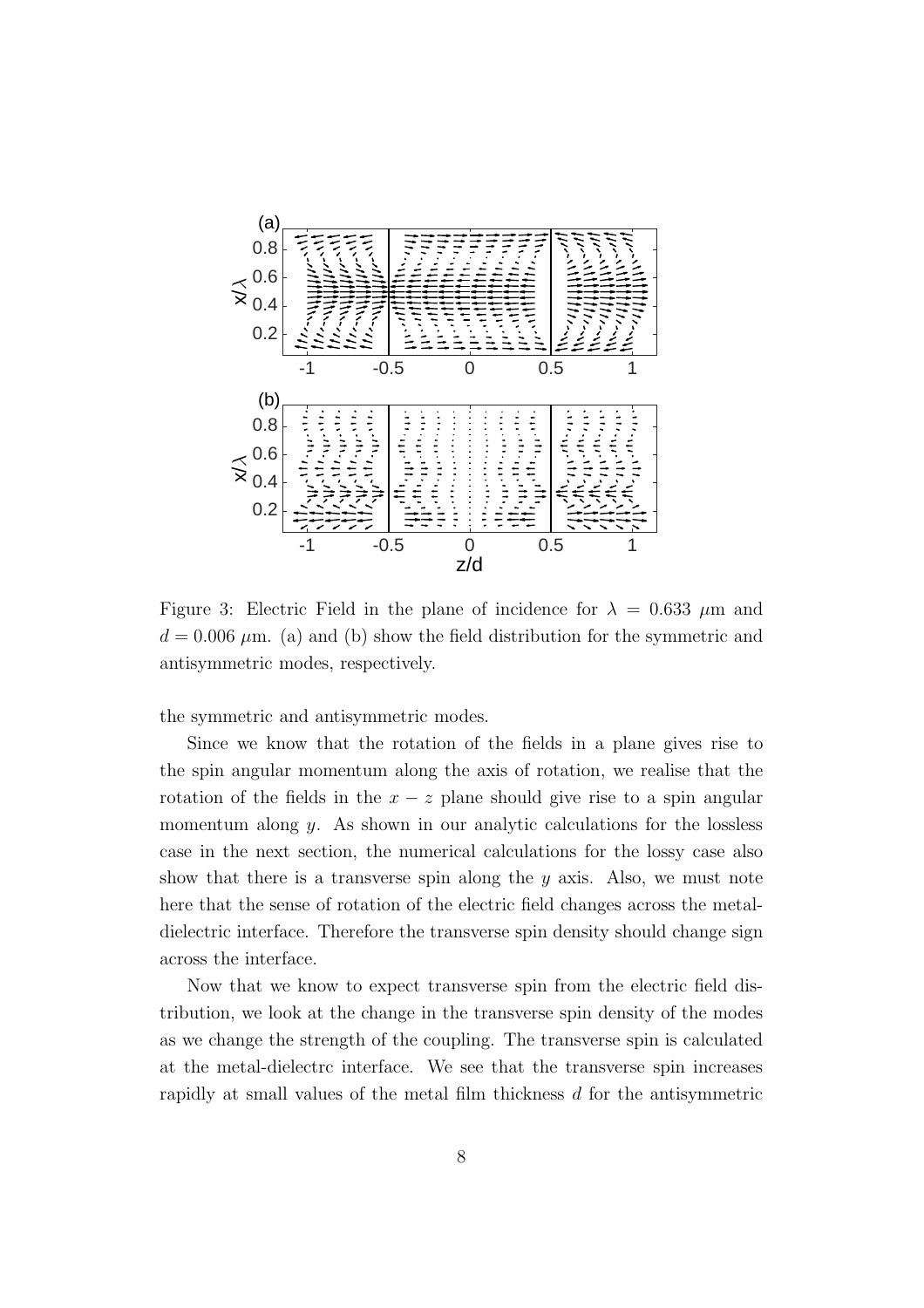Figure 3: Electric Field in the plane of incidence for $\lambda = 0.633$ $\mu$m and $d = 0.006$ $\mu$m. (a) and (b) show the field distribution for the symmetric and antisymmetric modes, respectively.

the symmetric and antisymmetric modes.

Since we know that the rotation of the fields in a plane gives rise to the spin angular momentum along the axis of rotation, we realise that the rotation of the fields in the $x-z$ plane should give rise to a spin angular momentum along $y$. As shown in our analytic calculations for the lossless case in the next section, the numerical calculations for the lossy case also show that there is a transverse spin along the $y$ axis. Also, we must note here that the sense of rotation of the electric field changes across the metal-dielectric interface. Therefore the transverse spin density should change sign across the interface.

Now that we know to expect transverse spin from the electric field distribution, we look at the change in the transverse spin density of the modes as we change the strength of the coupling. The transverse spin is calculated at the metal-dielectrc interface. We see that the transverse spin increases rapidly at small values of the metal film thickness $d$ for the antisymmetric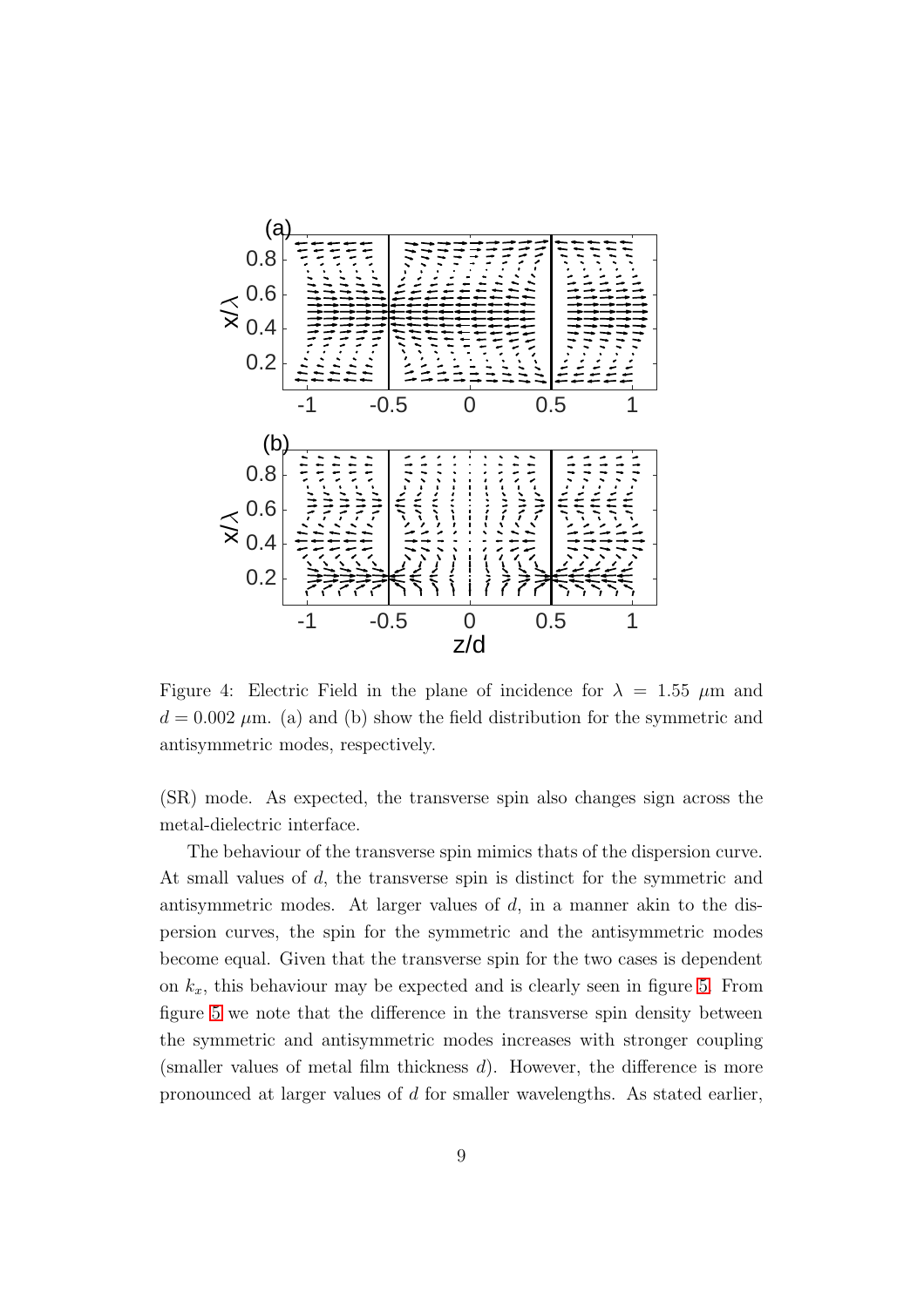Figure 4: Electric Field in the plane of incidence for $\lambda = 1.55$ $\mu$m and $d = 0.002$ $\mu$m. (a) and (b) show the field distribution for the symmetric and antisymmetric modes, respectively.

(SR) mode. As expected, the transverse spin also changes sign across the metal-dielectric interface.

The behaviour of the transverse spin mimics thats of the dispersion curve. At small values of $d$, the transverse spin is distinct for the symmetric and antisymmetric modes. At larger values of $d$, in a manner akin to the dispersion curves, the spin for the symmetric and the antisymmetric modes become equal. Given that the transverse spin for the two cases is dependent on $k_x$, this behaviour may be expected and is clearly seen in figure 5. From figure 5 we note that the difference in the transverse spin density between the symmetric and antisymmetric modes increases with stronger coupling (smaller values of metal film thickness $d$). However, the difference is more pronounced at larger values of $d$ for smaller wavelengths. As stated earlier,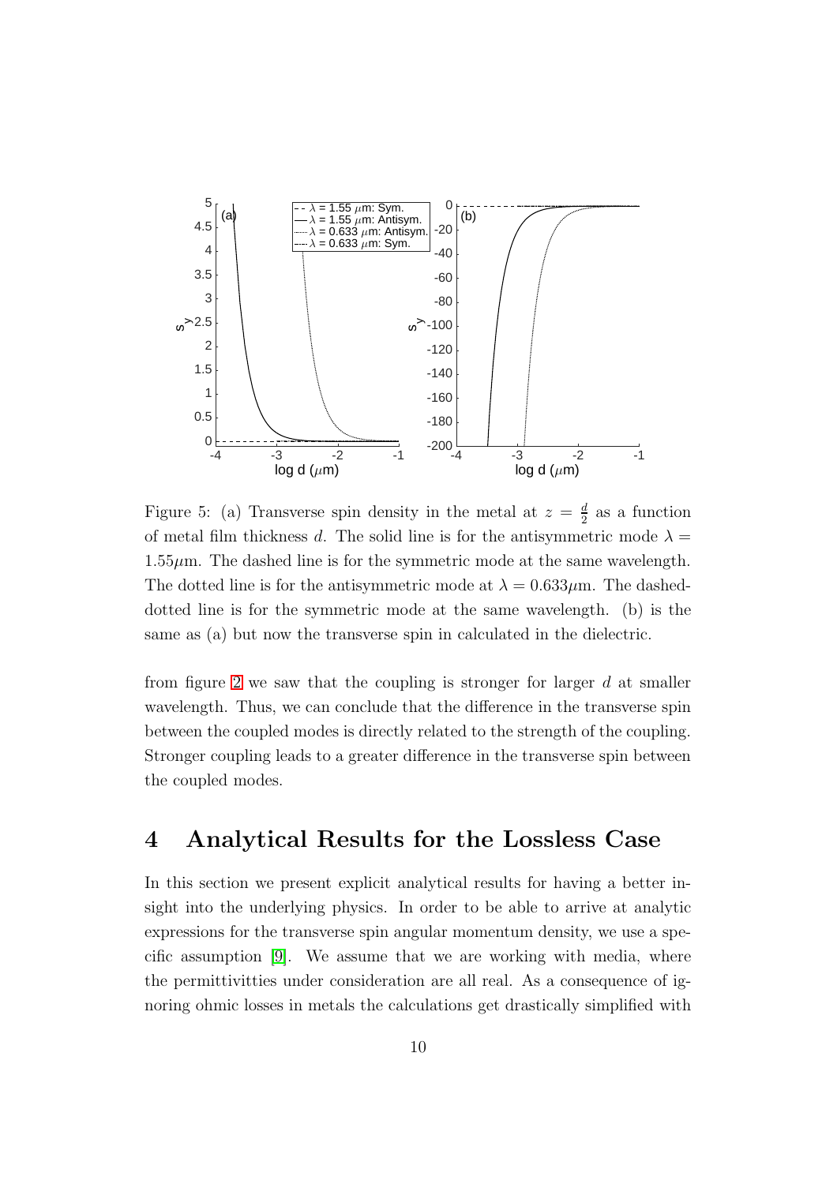Figure 5: (a) Transverse spin density in the metal at $z = \frac{d}{2}$ as a function of metal film thickness $d$. The solid line is for the antisymmetric mode $\lambda = 1.55\mu$m. The dashed line is for the symmetric mode at the same wavelength. The dotted line is for the antisymmetric mode at $\lambda = 0.633\mu$m. The dashed-dotted line is for the symmetric mode at the same wavelength. (b) is the same as (a) but now the transverse spin in calculated in the dielectric.

from figure 2 we saw that the coupling is stronger for larger $d$ at smaller wavelength. Thus, we can conclude that the difference in the transverse spin between the coupled modes is directly related to the strength of the coupling. Stronger coupling leads to a greater difference in the transverse spin between the coupled modes.

# 4 Analytical Results for the Lossless Case

In this section we present explicit analytical results for having a better insight into the underlying physics. In order to be able to arrive at analytic expressions for the transverse spin angular momentum density, we use a specific assumption [9]. We assume that we are working with media, where the permittivitties under consideration are all real. As a consequence of ignoring ohmic losses in metals the calculations get drastically simplified with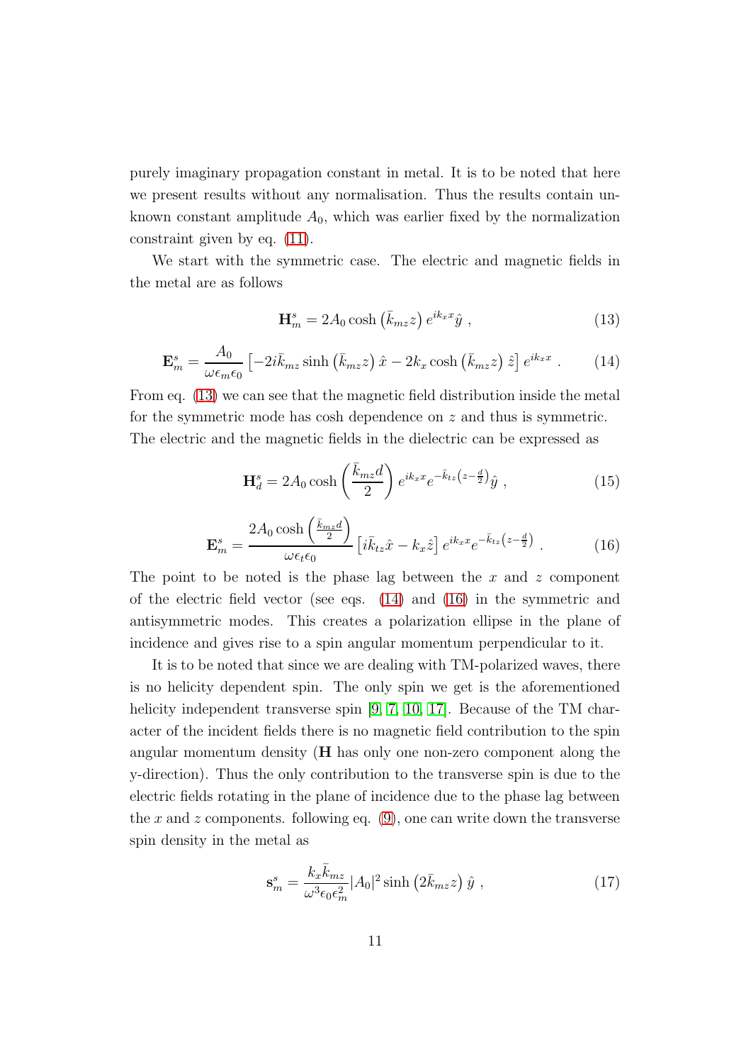purely imaginary propagation constant in metal. It is to be noted that here we present results without any normalisation. Thus the results contain unknown constant amplitude $A_0$, which was earlier fixed by the normalization constraint given by eq. (11).

We start with the symmetric case. The electric and magnetic fields in the metal are as follows

$$\mathbf{H}_m^s = 2A_0 \cosh\left(\bar{k}_{mz} z\right) e^{ik_x x} \hat{y} \ , \tag{13}$$

$$\mathbf{E}_m^s = \frac{A_0}{\omega \epsilon_m \epsilon_0} \left[-2i\bar{k}_{mz} \sinh\left(\bar{k}_{mz} z\right) \hat{x} - 2k_x \cosh\left(\bar{k}_{mz} z\right) \hat{z}\right] e^{ik_x x} \ . \tag{14}$$

From eq. (13) we can see that the magnetic field distribution inside the metal for the symmetric mode has cosh dependence on $z$ and thus is symmetric. The electric and the magnetic fields in the dielectric can be expressed as

$$\mathbf{H}_d^s = 2A_0 \cosh\left(\frac{\bar{k}_{mz} d}{2}\right) e^{ik_x x} e^{-\bar{k}_{tz}\left(z - \frac{d}{2}\right)} \hat{y} \ , \tag{15}$$

$$\mathbf{E}_m^s = \frac{2A_0 \cosh\left(\frac{\bar{k}_{mz} d}{2}\right)}{\omega \epsilon_t \epsilon_0} \left[i\bar{k}_{tz} \hat{x} - k_x \hat{z}\right] e^{ik_x x} e^{-\bar{k}_{tz}\left(z - \frac{d}{2}\right)} \ . \tag{16}$$

The point to be noted is the phase lag between the $x$ and $z$ component of the electric field vector (see eqs. (14) and (16) in the symmetric and antisymmetric modes. This creates a polarization ellipse in the plane of incidence and gives rise to a spin angular momentum perpendicular to it.

It is to be noted that since we are dealing with TM-polarized waves, there is no helicity dependent spin. The only spin we get is the aforementioned helicity independent transverse spin [9, 7, 10, 17]. Because of the TM character of the incident fields there is no magnetic field contribution to the spin angular momentum density (**H** has only one non-zero component along the y-direction). Thus the only contribution to the transverse spin is due to the electric fields rotating in the plane of incidence due to the phase lag between the $x$ and $z$ components. following eq. (9), one can write down the transverse spin density in the metal as

$$\mathbf{s}_m^s = \frac{k_x \bar{k}_{mz}}{\omega^3 \epsilon_0 \epsilon_m^2} |A_0|^2 \sinh\left(2\bar{k}_{mz} z\right) \hat{y} \ , \tag{17}$$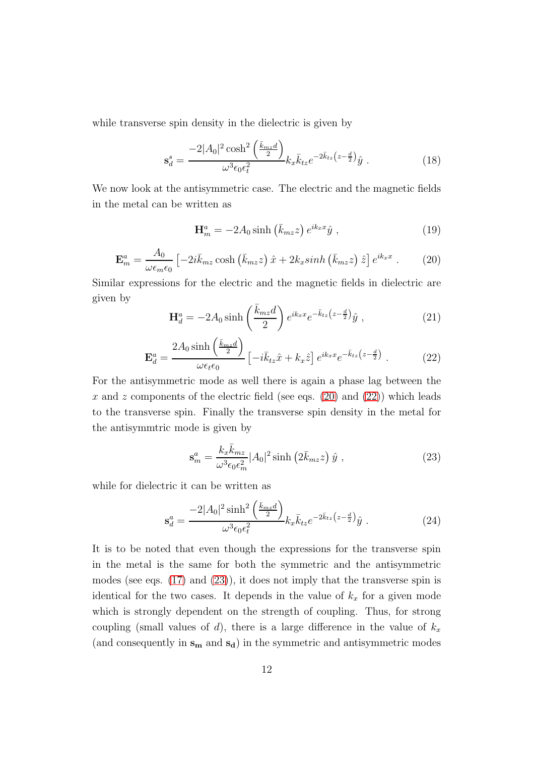while transverse spin density in the dielectric is given by

$$\mathbf{s}_d^s = \frac{-2|A_0|^2 \cosh^2\left(\frac{\bar{k}_{mz}d}{2}\right)}{\omega^3 \epsilon_0 \epsilon_t^2} k_x \bar{k}_{tz} e^{-2\bar{k}_{tz}\left(z-\frac{d}{2}\right)} \hat{y} \ . \tag{18}$$

We now look at the antisymmetric case. The electric and the magnetic fields in the metal can be written as

$$\mathbf{H}_m^a = -2A_0 \sinh\left(\bar{k}_{mz}z\right) e^{ik_x x} \hat{y} \ , \tag{19}$$

$$\mathbf{E}_m^a = \frac{A_0}{\omega \epsilon_m \epsilon_0}\left[-2i\bar{k}_{mz}\cosh\left(\bar{k}_{mz}z\right)\hat{x} + 2k_x sinh\left(\bar{k}_{mz}z\right)\hat{z}\right] e^{ik_x x} \ . \tag{20}$$

Similar expressions for the electric and the magnetic fields in dielectric are given by

$$\mathbf{H}_d^a = -2A_0 \sinh\left(\frac{\bar{k}_{mz}d}{2}\right) e^{ik_x x} e^{-\bar{k}_{tz}\left(z-\frac{d}{2}\right)} \hat{y} \ , \tag{21}$$

$$\mathbf{E}_d^a = \frac{2A_0 \sinh\left(\frac{\bar{k}_{mz}d}{2}\right)}{\omega \epsilon_t \epsilon_0}\left[-i\bar{k}_{tz}\hat{x} + k_x \hat{z}\right] e^{ik_x x} e^{-\bar{k}_{tz}\left(z-\frac{d}{2}\right)} \ . \tag{22}$$

For the antisymmetric mode as well there is again a phase lag between the $x$ and $z$ components of the electric field (see eqs. (20) and (22)) which leads to the transverse spin. Finally the transverse spin density in the metal for the antisymmtric mode is given by

$$\mathbf{s}_m^a = \frac{k_x \bar{k}_{mz}}{\omega^3 \epsilon_0 \epsilon_m^2}|A_0|^2 \sinh\left(2\bar{k}_{mz}z\right)\hat{y} \ , \tag{23}$$

while for dielectric it can be written as

$$\mathbf{s}_d^a = \frac{-2|A_0|^2 \sinh^2\left(\frac{\bar{k}_{mz}d}{2}\right)}{\omega^3 \epsilon_0 \epsilon_t^2} k_x \bar{k}_{tz} e^{-2\bar{k}_{tz}\left(z-\frac{d}{2}\right)} \hat{y} \ . \tag{24}$$

It is to be noted that even though the expressions for the transverse spin in the metal is the same for both the symmetric and the antisymmetric modes (see eqs. (17) and (23)), it does not imply that the transverse spin is identical for the two cases. It depends in the value of $k_x$ for a given mode which is strongly dependent on the strength of coupling. Thus, for strong coupling (small values of $d$), there is a large difference in the value of $k_x$ (and consequently in $\mathbf{s_m}$ and $\mathbf{s_d}$) in the symmetric and antisymmetric modes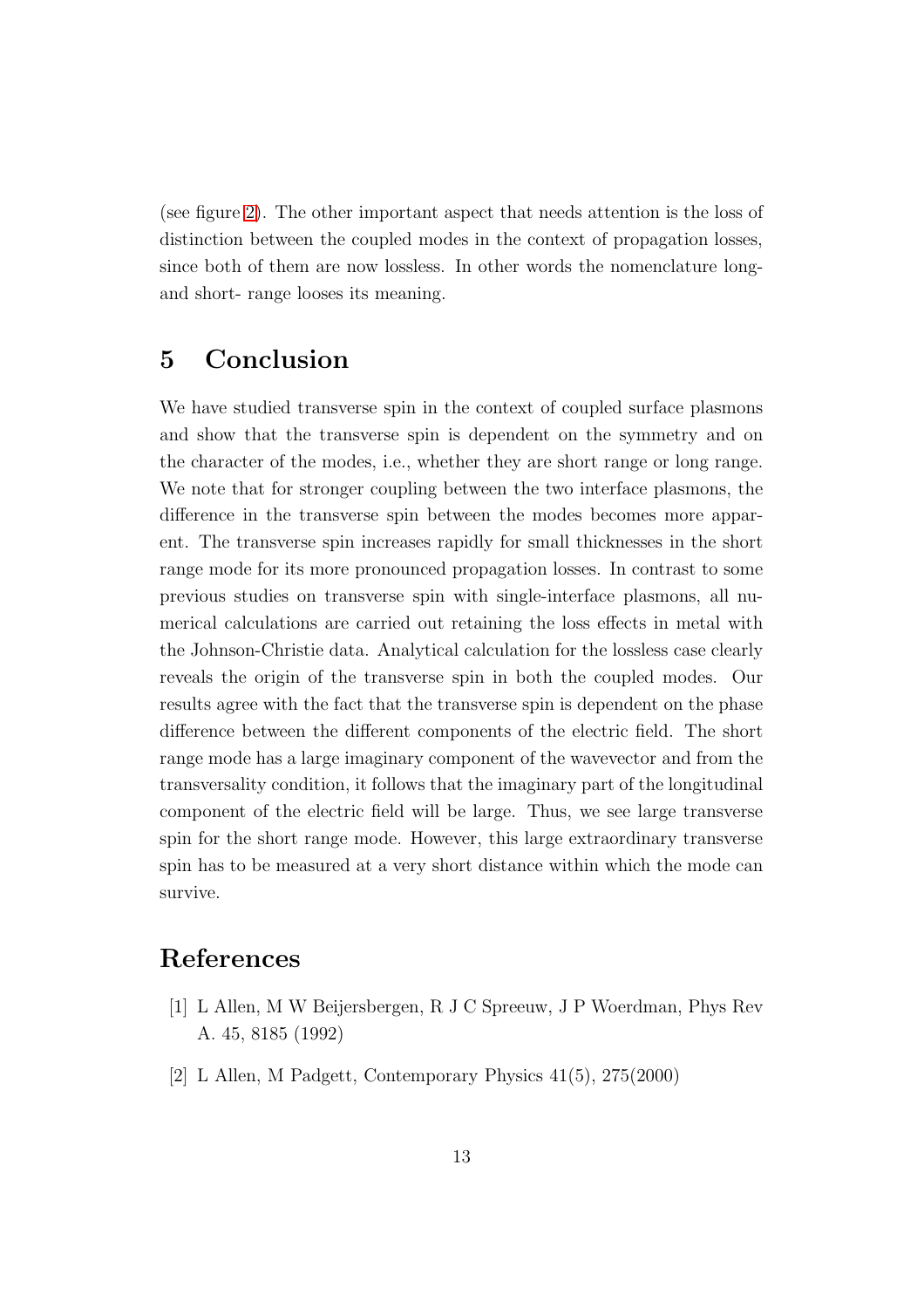(see figure 2). The other important aspect that needs attention is the loss of distinction between the coupled modes in the context of propagation losses, since both of them are now lossless. In other words the nomenclature long- and short- range looses its meaning.

## 5 Conclusion

We have studied transverse spin in the context of coupled surface plasmons and show that the transverse spin is dependent on the symmetry and on the character of the modes, i.e., whether they are short range or long range. We note that for stronger coupling between the two interface plasmons, the difference in the transverse spin between the modes becomes more apparent. The transverse spin increases rapidly for small thicknesses in the short range mode for its more pronounced propagation losses. In contrast to some previous studies on transverse spin with single-interface plasmons, all numerical calculations are carried out retaining the loss effects in metal with the Johnson-Christie data. Analytical calculation for the lossless case clearly reveals the origin of the transverse spin in both the coupled modes. Our results agree with the fact that the transverse spin is dependent on the phase difference between the different components of the electric field. The short range mode has a large imaginary component of the wavevector and from the transversality condition, it follows that the imaginary part of the longitudinal component of the electric field will be large. Thus, we see large transverse spin for the short range mode. However, this large extraordinary transverse spin has to be measured at a very short distance within which the mode can survive.

## References

[1] L Allen, M W Beijersbergen, R J C Spreeuw, J P Woerdman, Phys Rev A. 45, 8185 (1992)

[2] L Allen, M Padgett, Contemporary Physics 41(5), 275(2000)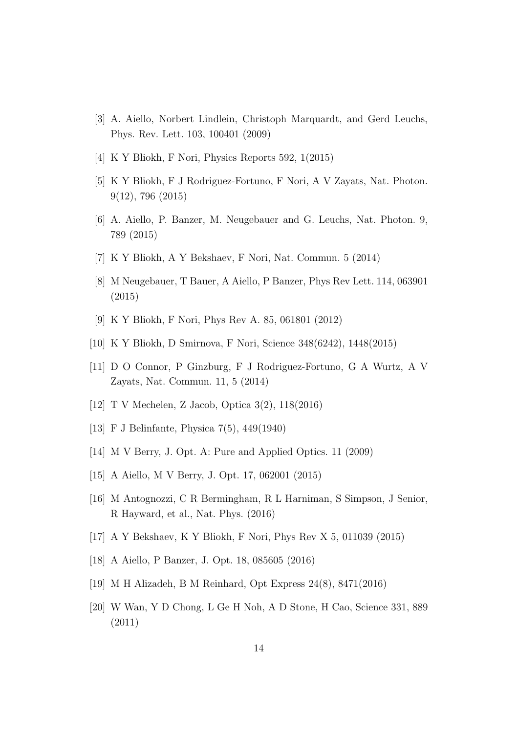[3] A. Aiello, Norbert Lindlein, Christoph Marquardt, and Gerd Leuchs, Phys. Rev. Lett. 103, 100401 (2009)

[4] K Y Bliokh, F Nori, Physics Reports 592, 1(2015)

[5] K Y Bliokh, F J Rodriguez-Fortuno, F Nori, A V Zayats, Nat. Photon. 9(12), 796 (2015)

[6] A. Aiello, P. Banzer, M. Neugebauer and G. Leuchs, Nat. Photon. 9, 789 (2015)

[7] K Y Bliokh, A Y Bekshaev, F Nori, Nat. Commun. 5 (2014)

[8] M Neugebauer, T Bauer, A Aiello, P Banzer, Phys Rev Lett. 114, 063901 (2015)

[9] K Y Bliokh, F Nori, Phys Rev A. 85, 061801 (2012)

[10] K Y Bliokh, D Smirnova, F Nori, Science 348(6242), 1448(2015)

[11] D O Connor, P Ginzburg, F J Rodriguez-Fortuno, G A Wurtz, A V Zayats, Nat. Commun. 11, 5 (2014)

[12] T V Mechelen, Z Jacob, Optica 3(2), 118(2016)

[13] F J Belinfante, Physica 7(5), 449(1940)

[14] M V Berry, J. Opt. A: Pure and Applied Optics. 11 (2009)

[15] A Aiello, M V Berry, J. Opt. 17, 062001 (2015)

[16] M Antognozzi, C R Bermingham, R L Harniman, S Simpson, J Senior, R Hayward, et al., Nat. Phys. (2016)

[17] A Y Bekshaev, K Y Bliokh, F Nori, Phys Rev X 5, 011039 (2015)

[18] A Aiello, P Banzer, J. Opt. 18, 085605 (2016)

[19] M H Alizadeh, B M Reinhard, Opt Express 24(8), 8471(2016)

[20] W Wan, Y D Chong, L Ge H Noh, A D Stone, H Cao, Science 331, 889 (2011)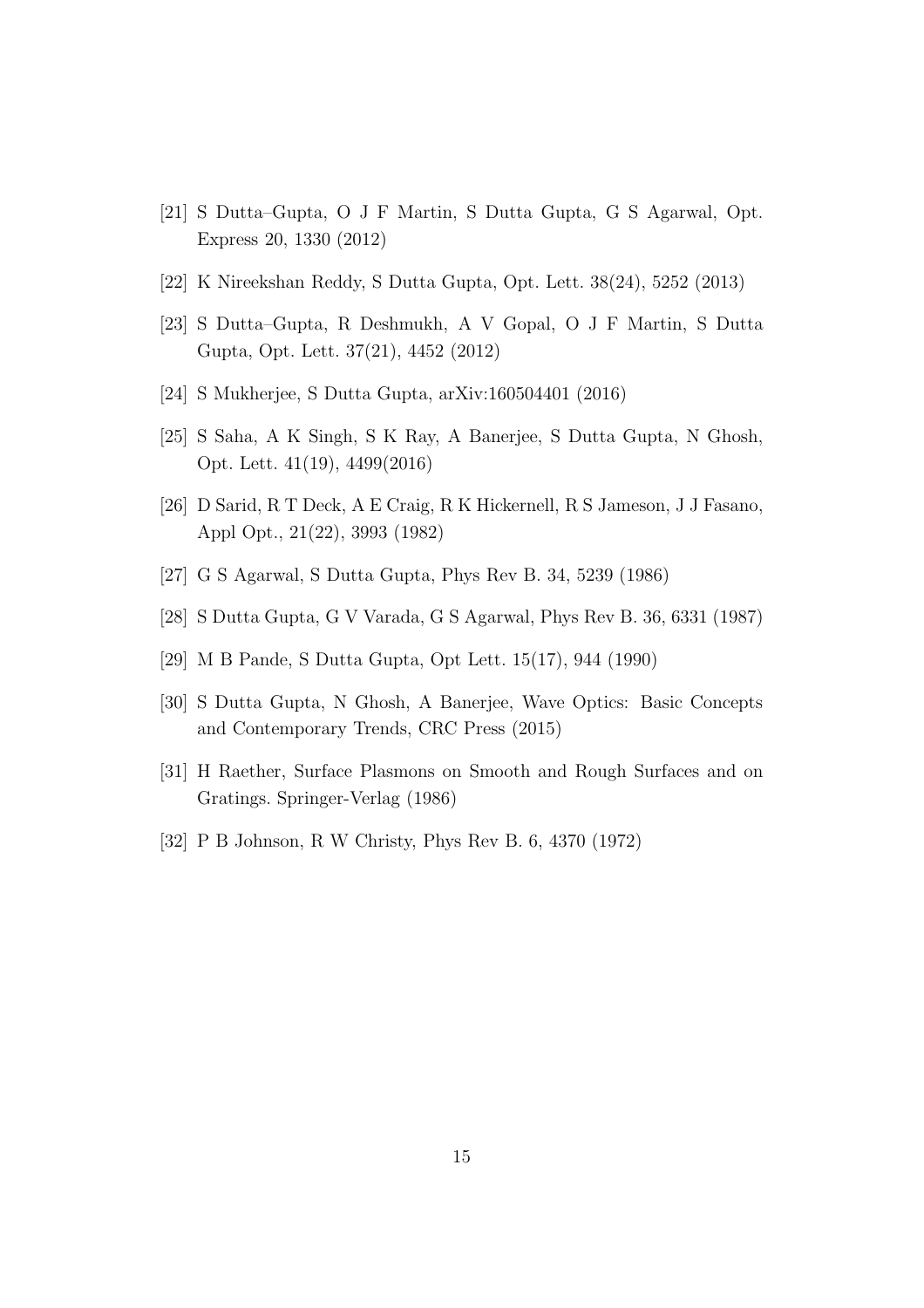[21] S Dutta–Gupta, O J F Martin, S Dutta Gupta, G S Agarwal, Opt. Express 20, 1330 (2012)

[22] K Nireekshan Reddy, S Dutta Gupta, Opt. Lett. 38(24), 5252 (2013)

[23] S Dutta–Gupta, R Deshmukh, A V Gopal, O J F Martin, S Dutta Gupta, Opt. Lett. 37(21), 4452 (2012)

[24] S Mukherjee, S Dutta Gupta, arXiv:160504401 (2016)

[25] S Saha, A K Singh, S K Ray, A Banerjee, S Dutta Gupta, N Ghosh, Opt. Lett. 41(19), 4499(2016)

[26] D Sarid, R T Deck, A E Craig, R K Hickernell, R S Jameson, J J Fasano, Appl Opt., 21(22), 3993 (1982)

[27] G S Agarwal, S Dutta Gupta, Phys Rev B. 34, 5239 (1986)

[28] S Dutta Gupta, G V Varada, G S Agarwal, Phys Rev B. 36, 6331 (1987)

[29] M B Pande, S Dutta Gupta, Opt Lett. 15(17), 944 (1990)

[30] S Dutta Gupta, N Ghosh, A Banerjee, Wave Optics: Basic Concepts and Contemporary Trends, CRC Press (2015)

[31] H Raether, Surface Plasmons on Smooth and Rough Surfaces and on Gratings. Springer-Verlag (1986)

[32] P B Johnson, R W Christy, Phys Rev B. 6, 4370 (1972)